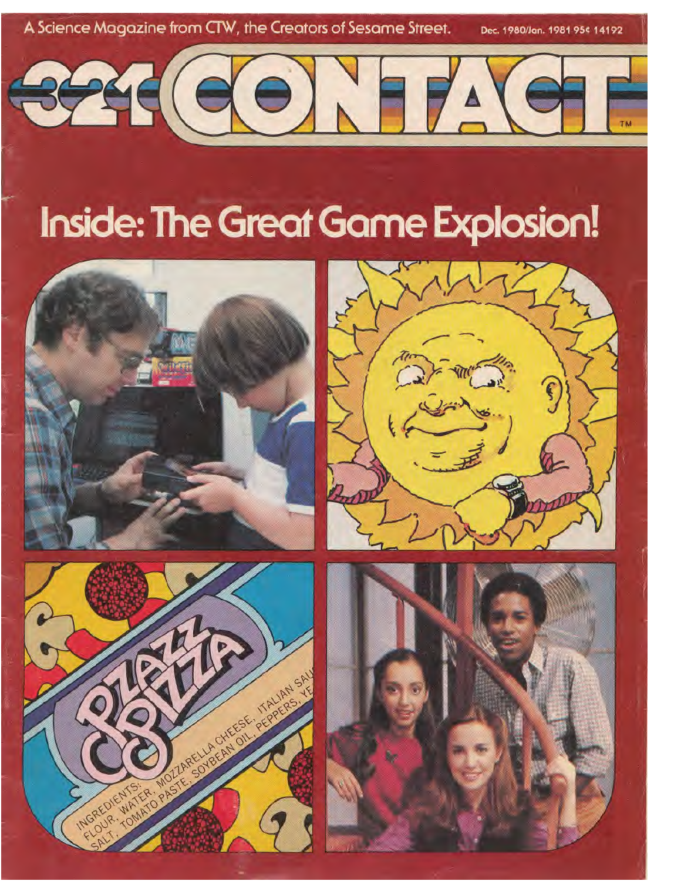A Science Magazine from CTW, the Creators of Sesame Street.

Dec. 1980/Jan. 1981 95¢ 14192

# 3-2-1 CONTACT™

## Inside: The Great Game Explosion!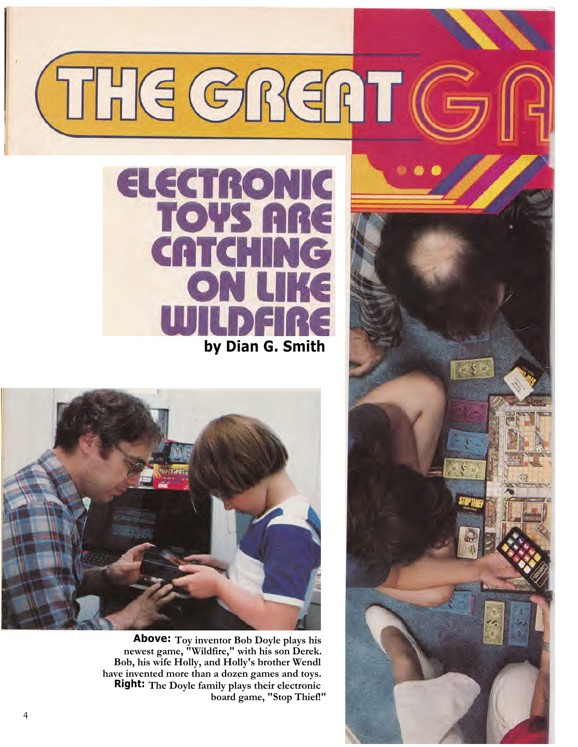# THE GREAT GA

## ELECTRONIC TOYS ARE CATCHING ON LIKE WILDFIRE

**by Dian G. Smith**

**Above:** Toy inventor Bob Doyle plays his newest game, "Wildfire," with his son Derek. Bob, his wife Holly, and Holly's brother Wendl have invented more than a dozen games and toys. **Right:** The Doyle family plays their electronic board game, "Stop Thief!"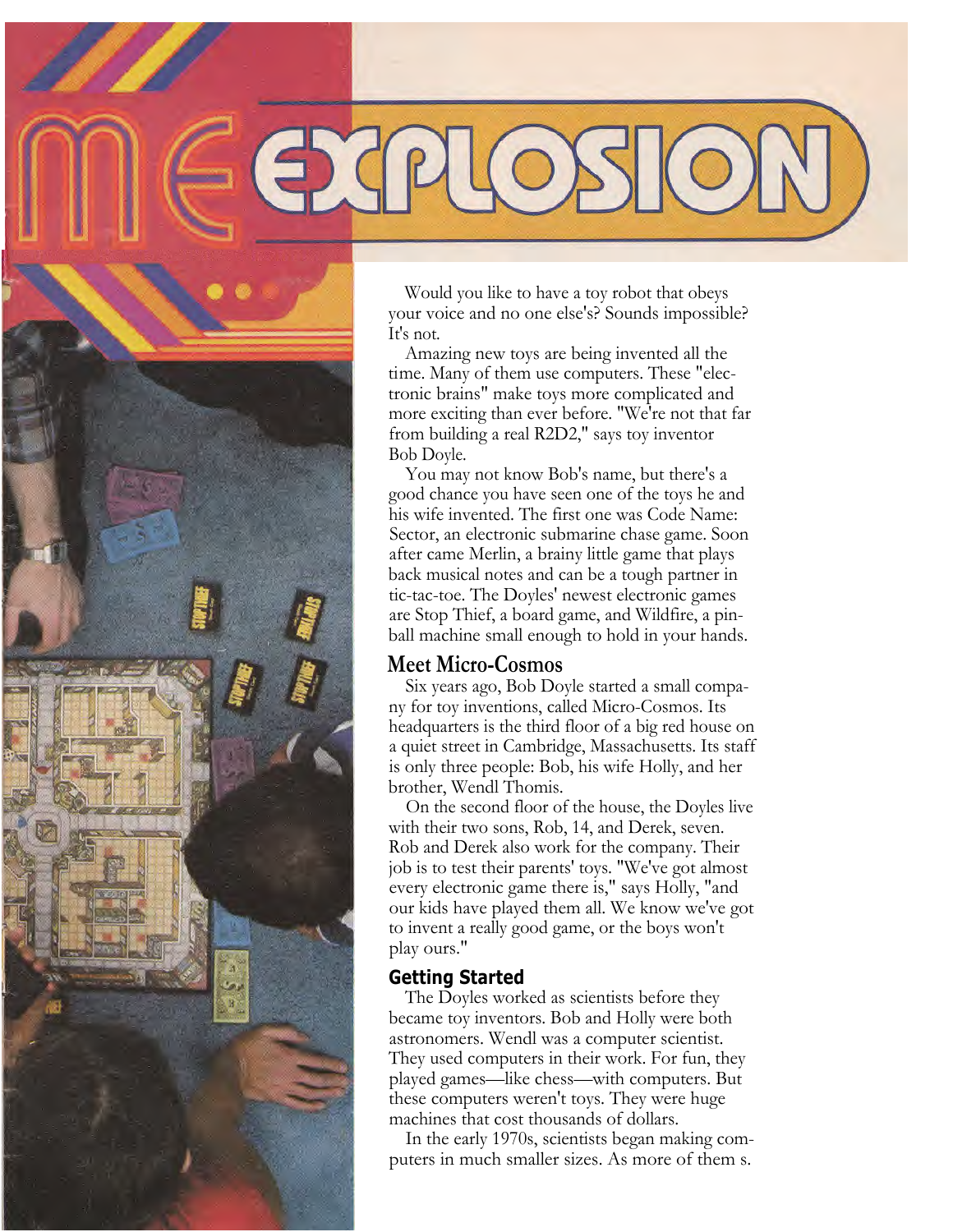# ME EXPLOSION

Would you like to have a toy robot that obeys your voice and no one else's? Sounds impossible? It's not.

Amazing new toys are being invented all the time. Many of them use computers. These "electronic brains" make toys more complicated and more exciting than ever before. "We're not that far from building a real R2D2," says toy inventor Bob Doyle.

You may not know Bob's name, but there's a good chance you have seen one of the toys he and his wife invented. The first one was Code Name: Sector, an electronic submarine chase game. Soon after came Merlin, a brainy little game that plays back musical notes and can be a tough partner in tic-tac-toe. The Doyles' newest electronic games are Stop Thief, a board game, and Wildfire, a pinball machine small enough to hold in your hands.

## Meet Micro-Cosmos

Six years ago, Bob Doyle started a small company for toy inventions, called Micro-Cosmos. Its headquarters is the third floor of a big red house on a quiet street in Cambridge, Massachusetts. Its staff is only three people: Bob, his wife Holly, and her brother, Wendl Thomis.

On the second floor of the house, the Doyles live with their two sons, Rob, 14, and Derek, seven. Rob and Derek also work for the company. Their job is to test their parents' toys. "We've got almost every electronic game there is," says Holly, "and our kids have played them all. We know we've got to invent a really good game, or the boys won't play ours."

## Getting Started

The Doyles worked as scientists before they became toy inventors. Bob and Holly were both astronomers. Wendl was a computer scientist. They used computers in their work. For fun, they played games—like chess—with computers. But these computers weren't toys. They were huge machines that cost thousands of dollars.

In the early 1970s, scientists began making computers in much smaller sizes. As more of them s.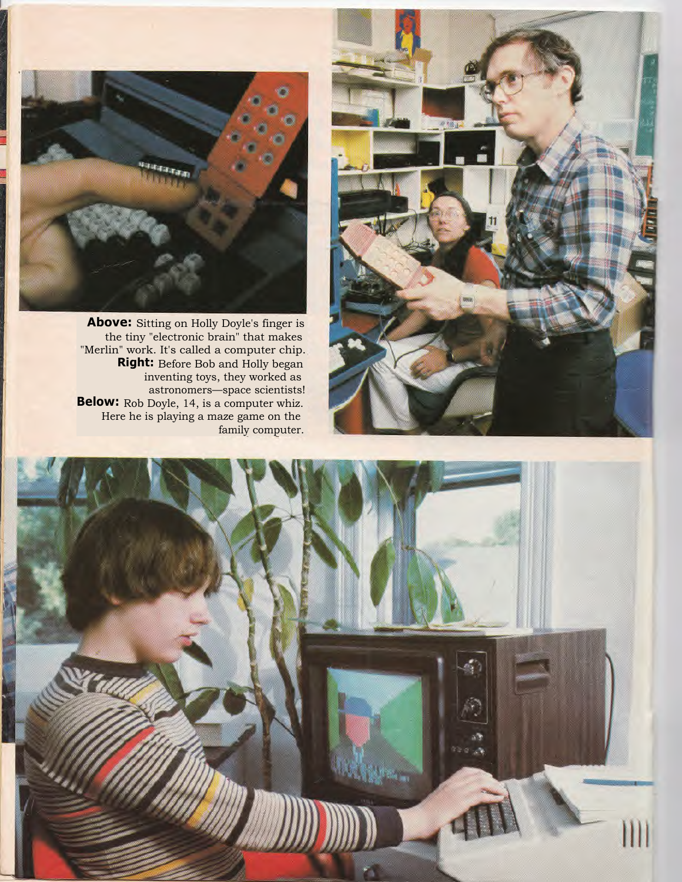**Above:** Sitting on Holly Doyle's finger is the tiny "electronic brain" that makes "Merlin" work. It's called a computer chip.

**Right:** Before Bob and Holly began inventing toys, they worked as astronomers—space scientists!

**Below:** Rob Doyle, 14, is a computer whiz. Here he is playing a maze game on the family computer.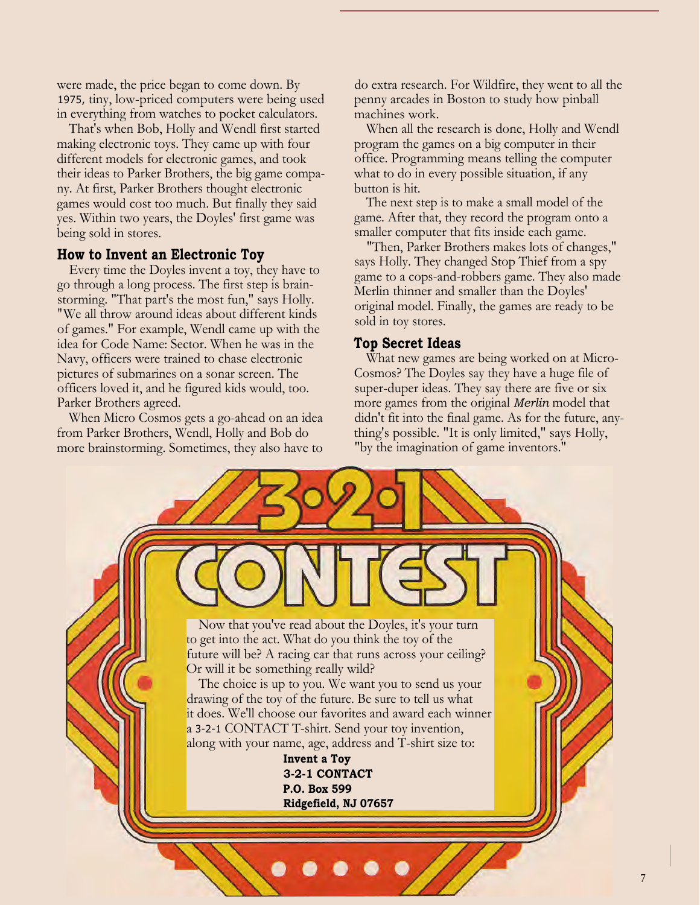were made, the price began to come down. By 1975, tiny, low-priced computers were being used in everything from watches to pocket calculators.

That's when Bob, Holly and Wendl first started making electronic toys. They came up with four different models for electronic games, and took their ideas to Parker Brothers, the big game company. At first, Parker Brothers thought electronic games would cost too much. But finally they said yes. Within two years, the Doyles' first game was being sold in stores.

## How to Invent an Electronic Toy

Every time the Doyles invent a toy, they have to go through a long process. The first step is brainstorming. "That part's the most fun," says Holly. "We all throw around ideas about different kinds of games." For example, Wendl came up with the idea for Code Name: Sector. When he was in the Navy, officers were trained to chase electronic pictures of submarines on a sonar screen. The officers loved it, and he figured kids would, too. Parker Brothers agreed.

When Micro Cosmos gets a go-ahead on an idea from Parker Brothers, Wendl, Holly and Bob do more brainstorming. Sometimes, they also have to do extra research. For Wildfire, they went to all the penny arcades in Boston to study how pinball machines work.

When all the research is done, Holly and Wendl program the games on a big computer in their office. Programming means telling the computer what to do in every possible situation, if any button is hit.

The next step is to make a small model of the game. After that, they record the program onto a smaller computer that fits inside each game.

"Then, Parker Brothers makes lots of changes," says Holly. They changed Stop Thief from a spy game to a cops-and-robbers game. They also made Merlin thinner and smaller than the Doyles' original model. Finally, the games are ready to be sold in toy stores.

## Top Secret Ideas

What new games are being worked on at Micro-Cosmos? The Doyles say they have a huge file of super-duper ideas. They say there are five or six more games from the original *Merlin* model that didn't fit into the final game. As for the future, anything's possible. "It is only limited," says Holly, "by the imagination of game inventors."

## 3-2-1 CONTEST

Now that you've read about the Doyles, it's your turn to get into the act. What do you think the toy of the future will be? A racing car that runs across your ceiling? Or will it be something really wild?

The choice is up to you. We want you to send us your drawing of the toy of the future. Be sure to tell us what it does. We'll choose our favorites and award each winner a 3-2-1 CONTACT T-shirt. Send your toy invention, along with your name, age, address and T-shirt size to:

**Invent a Toy**
**3-2-1 CONTACT**
**P.O. Box 599**
**Ridgefield, NJ 07657**